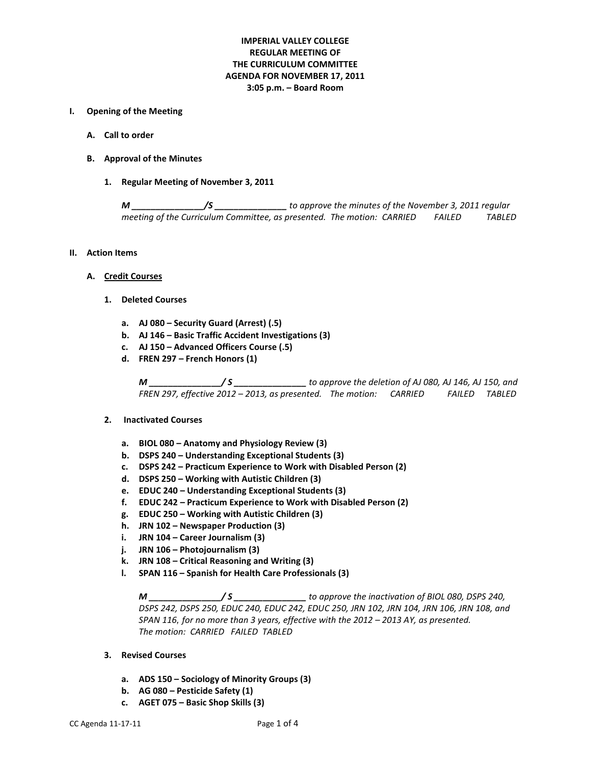**IMPERIAL VALLEY COLLEGE**
**REGULAR MEETING OF**
**THE CURRICULUM COMMITTEE**
**AGENDA FOR NOVEMBER 17, 2011**
**3:05 p.m. – Board Room**

## I. Opening of the Meeting

### A. Call to order

### B. Approval of the Minutes

#### 1. Regular Meeting of November 3, 2011

*M _______________/S _______________ to approve the minutes of the November 3, 2011 regular meeting of the Curriculum Committee, as presented. The motion: CARRIED FAILED TABLED*

## II. Action Items

### A. Credit Courses

#### 1. Deleted Courses

a. **AJ 080 – Security Guard (Arrest) (.5)**
b. **AJ 146 – Basic Traffic Accident Investigations (3)**
c. **AJ 150 – Advanced Officers Course (.5)**
d. **FREN 297 – French Honors (1)**

*M _______________/ S _______________ to approve the deletion of AJ 080, AJ 146, AJ 150, and FREN 297, effective 2012 – 2013, as presented. The motion: CARRIED FAILED TABLED*

#### 2. Inactivated Courses

a. **BIOL 080 – Anatomy and Physiology Review (3)**
b. **DSPS 240 – Understanding Exceptional Students (3)**
c. **DSPS 242 – Practicum Experience to Work with Disabled Person (2)**
d. **DSPS 250 – Working with Autistic Children (3)**
e. **EDUC 240 – Understanding Exceptional Students (3)**
f. **EDUC 242 – Practicum Experience to Work with Disabled Person (2)**
g. **EDUC 250 – Working with Autistic Children (3)**
h. **JRN 102 – Newspaper Production (3)**
i. **JRN 104 – Career Journalism (3)**
j. **JRN 106 – Photojournalism (3)**
k. **JRN 108 – Critical Reasoning and Writing (3)**
l. **SPAN 116 – Spanish for Health Care Professionals (3)**

*M _______________/ S _______________ to approve the inactivation of BIOL 080, DSPS 240, DSPS 242, DSPS 250, EDUC 240, EDUC 242, EDUC 250, JRN 102, JRN 104, JRN 106, JRN 108, and SPAN 116, for no more than 3 years, effective with the 2012 – 2013 AY, as presented. The motion: CARRIED FAILED TABLED*

#### 3. Revised Courses

a. **ADS 150 – Sociology of Minority Groups (3)**
b. **AG 080 – Pesticide Safety (1)**
c. **AGET 075 – Basic Shop Skills (3)**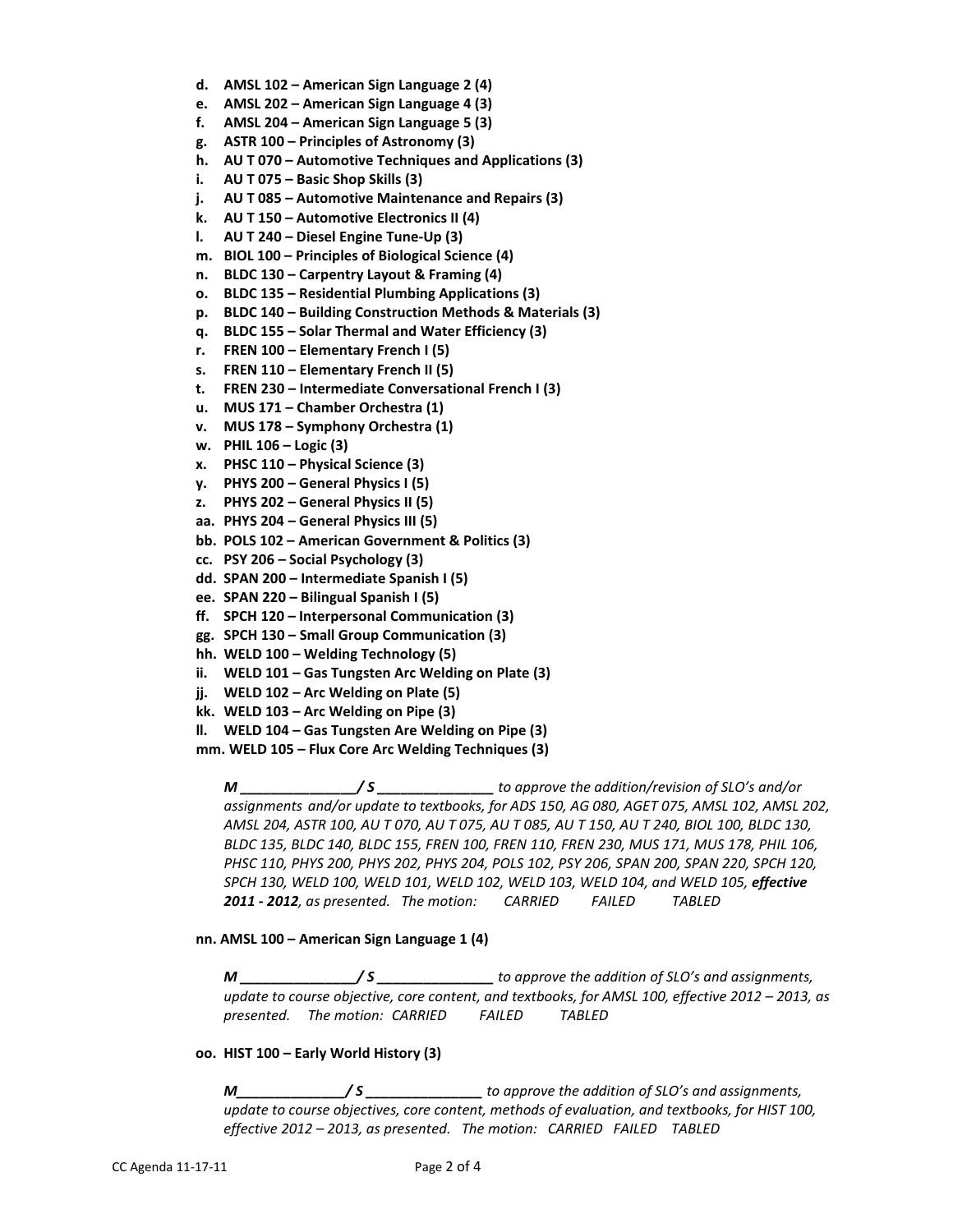d. **AMSL 102 – American Sign Language 2 (4)**
e. **AMSL 202 – American Sign Language 4 (3)**
f. **AMSL 204 – American Sign Language 5 (3)**
g. **ASTR 100 – Principles of Astronomy (3)**
h. **AU T 070 – Automotive Techniques and Applications (3)**
i. **AU T 075 – Basic Shop Skills (3)**
j. **AU T 085 – Automotive Maintenance and Repairs (3)**
k. **AU T 150 – Automotive Electronics II (4)**
l. **AU T 240 – Diesel Engine Tune-Up (3)**
m. **BIOL 100 – Principles of Biological Science (4)**
n. **BLDC 130 – Carpentry Layout & Framing (4)**
o. **BLDC 135 – Residential Plumbing Applications (3)**
p. **BLDC 140 – Building Construction Methods & Materials (3)**
q. **BLDC 155 – Solar Thermal and Water Efficiency (3)**
r. **FREN 100 – Elementary French I (5)**
s. **FREN 110 – Elementary French II (5)**
t. **FREN 230 – Intermediate Conversational French I (3)**
u. **MUS 171 – Chamber Orchestra (1)**
v. **MUS 178 – Symphony Orchestra (1)**
w. **PHIL 106 – Logic (3)**
x. **PHSC 110 – Physical Science (3)**
y. **PHYS 200 – General Physics I (5)**
z. **PHYS 202 – General Physics II (5)**
aa. **PHYS 204 – General Physics III (5)**
bb. **POLS 102 – American Government & Politics (3)**
cc. **PSY 206 – Social Psychology (3)**
dd. **SPAN 200 – Intermediate Spanish I (5)**
ee. **SPAN 220 – Bilingual Spanish I (5)**
ff. **SPCH 120 – Interpersonal Communication (3)**
gg. **SPCH 130 – Small Group Communication (3)**
hh. **WELD 100 – Welding Technology (5)**
ii. **WELD 101 – Gas Tungsten Arc Welding on Plate (3)**
jj. **WELD 102 – Arc Welding on Plate (5)**
kk. **WELD 103 – Arc Welding on Pipe (3)**
ll. **WELD 104 – Gas Tungsten Are Welding on Pipe (3)**
mm. **WELD 105 – Flux Core Arc Welding Techniques (3)**

*M _______________/ S _______________ to approve the addition/revision of SLO's and/or assignments and/or update to textbooks, for ADS 150, AG 080, AGET 075, AMSL 102, AMSL 202, AMSL 204, ASTR 100, AU T 070, AU T 075, AU T 085, AU T 150, AU T 240, BIOL 100, BLDC 130, BLDC 135, BLDC 140, BLDC 155, FREN 100, FREN 110, FREN 230, MUS 171, MUS 178, PHIL 106, PHSC 110, PHYS 200, PHYS 202, PHYS 204, POLS 102, PSY 206, SPAN 200, SPAN 220, SPCH 120, SPCH 130, WELD 100, WELD 101, WELD 102, WELD 103, WELD 104, and WELD 105,* ***effective 2011 - 2012****, as presented. The motion: CARRIED FAILED TABLED*

**nn. AMSL 100 – American Sign Language 1 (4)**

*M _______________/ S _______________ to approve the addition of SLO's and assignments, update to course objective, core content, and textbooks, for AMSL 100, effective 2012 – 2013, as presented. The motion: CARRIED FAILED TABLED*

**oo. HIST 100 – Early World History (3)**

*M_______________/ S _______________ to approve the addition of SLO's and assignments, update to course objectives, core content, methods of evaluation, and textbooks, for HIST 100, effective 2012 – 2013, as presented. The motion: CARRIED FAILED TABLED*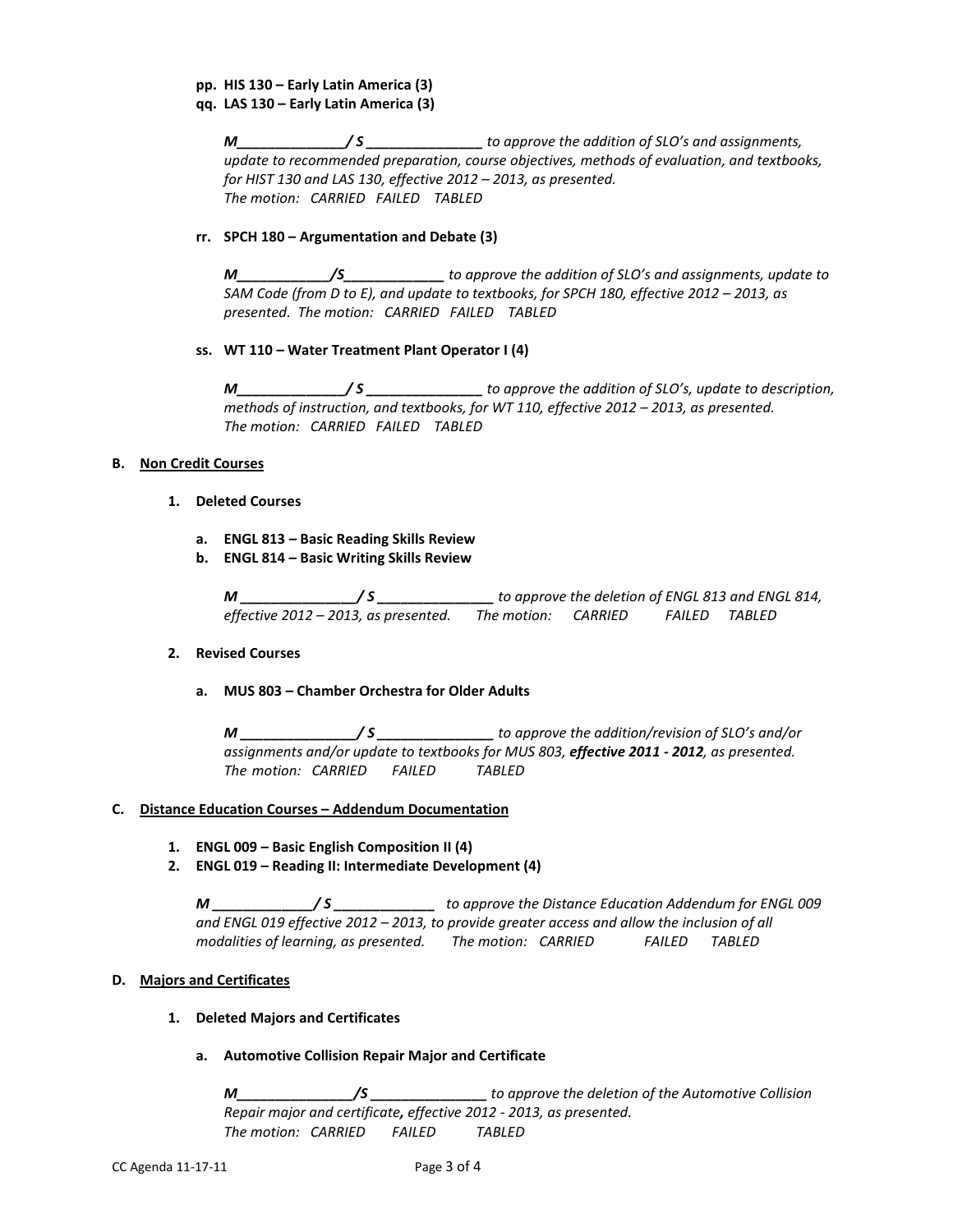pp. **HIS 130 – Early Latin America (3)**
qq. **LAS 130 – Early Latin America (3)**

> ***M______________/ S _______________*** *to approve the addition of SLO's and assignments, update to recommended preparation, course objectives, methods of evaluation, and textbooks, for HIST 130 and LAS 130, effective 2012 – 2013, as presented.*
> *The motion: CARRIED FAILED TABLED*

rr. **SPCH 180 – Argumentation and Debate (3)**

> ***M____________/S_____________*** *to approve the addition of SLO's and assignments, update to SAM Code (from D to E), and update to textbooks, for SPCH 180, effective 2012 – 2013, as presented. The motion: CARRIED FAILED TABLED*

ss. **WT 110 – Water Treatment Plant Operator I (4)**

> ***M______________/ S _______________*** *to approve the addition of SLO's, update to description, methods of instruction, and textbooks, for WT 110, effective 2012 – 2013, as presented.*
> *The motion: CARRIED FAILED TABLED*

**B. Non Credit Courses**

1. **Deleted Courses**

   a. **ENGL 813 – Basic Reading Skills Review**
   b. **ENGL 814 – Basic Writing Skills Review**

   > ***M _______________/ S _______________*** *to approve the deletion of ENGL 813 and ENGL 814, effective 2012 – 2013, as presented. The motion: CARRIED FAILED TABLED*

2. **Revised Courses**

   a. **MUS 803 – Chamber Orchestra for Older Adults**

   > ***M _______________/ S _______________*** *to approve the addition/revision of SLO's and/or assignments and/or update to textbooks for MUS 803,* ***effective 2011 - 2012****, as presented.*
   > *The motion: CARRIED FAILED TABLED*

**C. Distance Education Courses – Addendum Documentation**

1. **ENGL 009 – Basic English Composition II (4)**
2. **ENGL 019 – Reading II: Intermediate Development (4)**

> ***M _____________/ S _____________*** *to approve the Distance Education Addendum for ENGL 009 and ENGL 019 effective 2012 – 2013, to provide greater access and allow the inclusion of all modalities of learning, as presented. The motion: CARRIED FAILED TABLED*

**D. Majors and Certificates**

1. **Deleted Majors and Certificates**

   a. **Automotive Collision Repair Major and Certificate**

   > ***M_______________/S _______________*** *to approve the deletion of the Automotive Collision Repair major and certificate, effective 2012 - 2013, as presented.*
   > *The motion: CARRIED FAILED TABLED*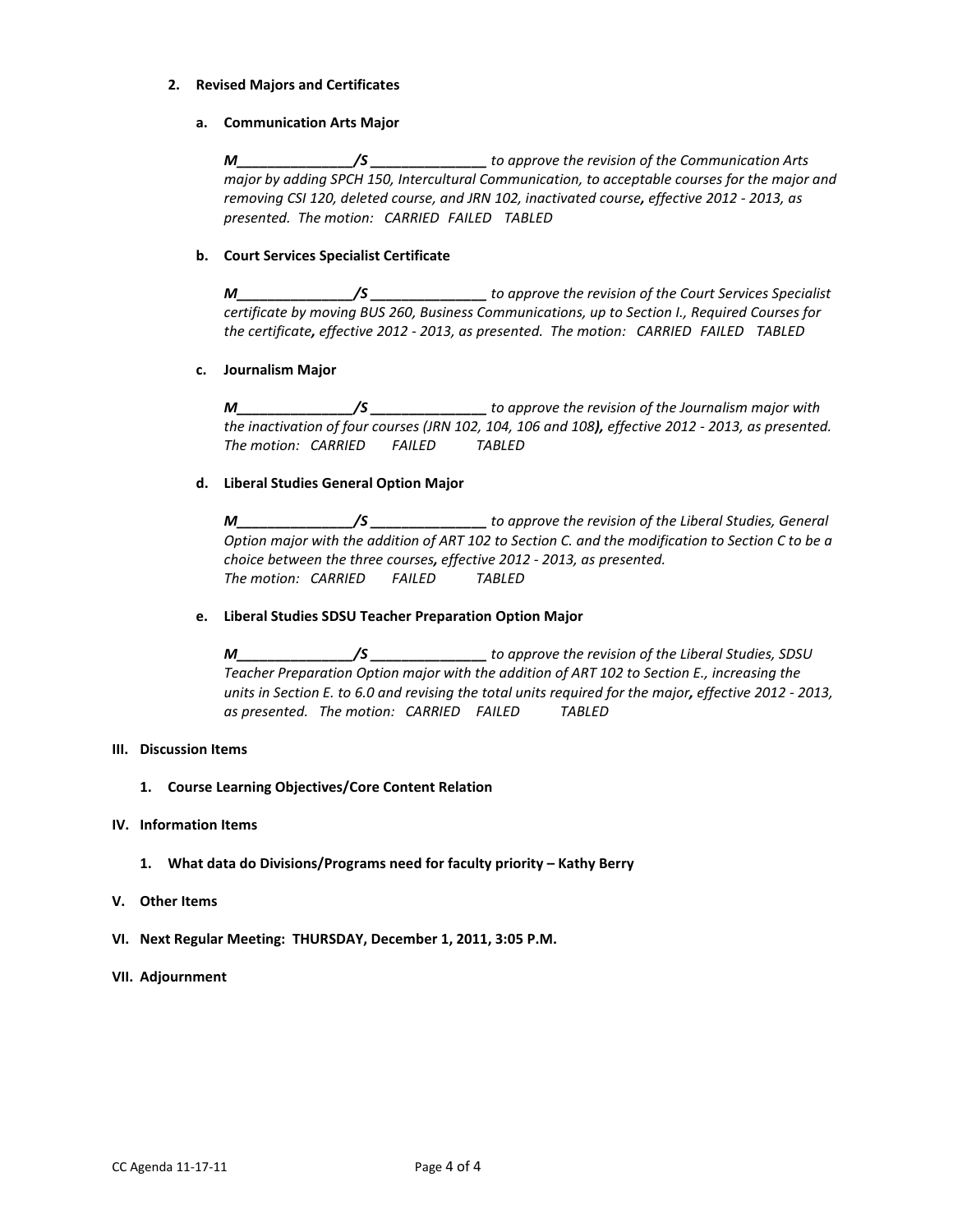**2. Revised Majors and Certificates**

**a. Communication Arts Major**

***M_______________/S _______________*** *to approve the revision of the Communication Arts major by adding SPCH 150, Intercultural Communication, to acceptable courses for the major and removing CSI 120, deleted course, and JRN 102, inactivated course**,** effective 2012 - 2013, as presented. The motion: CARRIED FAILED TABLED*

**b. Court Services Specialist Certificate**

***M_______________/S _______________*** *to approve the revision of the Court Services Specialist certificate by moving BUS 260, Business Communications, up to Section I., Required Courses for the certificate**,** effective 2012 - 2013, as presented. The motion: CARRIED FAILED TABLED*

**c. Journalism Major**

***M_______________/S _______________*** *to approve the revision of the Journalism major with the inactivation of four courses (JRN 102, 104, 106 and 108**),** effective 2012 - 2013, as presented. The motion: CARRIED FAILED TABLED*

**d. Liberal Studies General Option Major**

***M_______________/S _______________*** *to approve the revision of the Liberal Studies, General Option major with the addition of ART 102 to Section C. and the modification to Section C to be a choice between the three courses**,** effective 2012 - 2013, as presented.*
*The motion: CARRIED FAILED TABLED*

**e. Liberal Studies SDSU Teacher Preparation Option Major**

***M_______________/S _______________*** *to approve the revision of the Liberal Studies, SDSU Teacher Preparation Option major with the addition of ART 102 to Section E., increasing the units in Section E. to 6.0 and revising the total units required for the major**,** effective 2012 - 2013, as presented. The motion: CARRIED FAILED TABLED*

## III. Discussion Items

**1. Course Learning Objectives/Core Content Relation**

## IV. Information Items

**1. What data do Divisions/Programs need for faculty priority – Kathy Berry**

## V. Other Items

## VI. Next Regular Meeting: THURSDAY, December 1, 2011, 3:05 P.M.

## VII. Adjournment